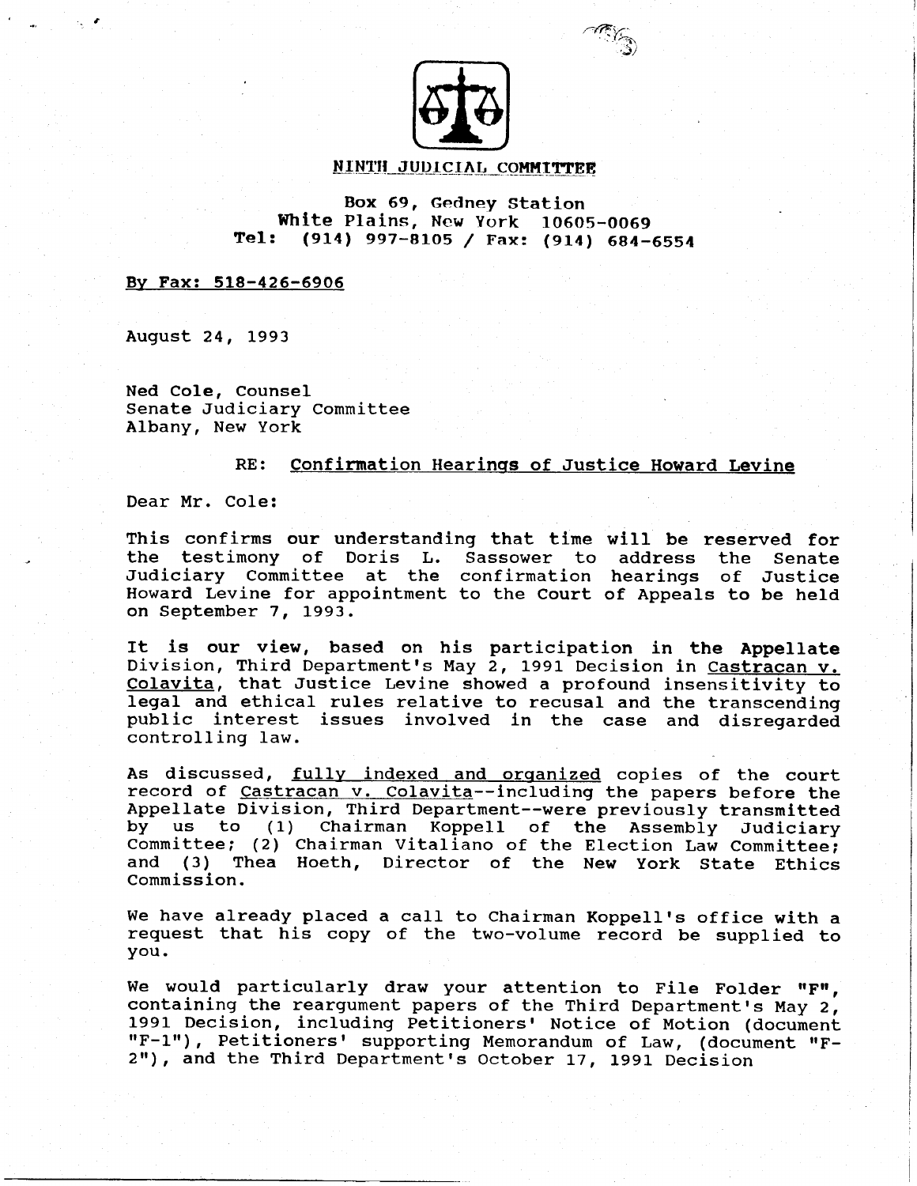**NINTH JUDICIAL COMMITTEE**

Box 69, Gedney Station
White Plains, New York 10605-0069
Tel: (914) 997-8105 / Fax: (914) 684-6554

By Fax: 518-426-6906

August 24, 1993

Ned Cole, Counsel
Senate Judiciary Committee
Albany, New York

RE: Confirmation Hearings of Justice Howard Levine

Dear Mr. Cole:

This confirms our understanding that time will be reserved for the testimony of Doris L. Sassower to address the Senate Judiciary Committee at the confirmation hearings of Justice Howard Levine for appointment to the Court of Appeals to be held on September 7, 1993.

It is our view, based on his participation in the Appellate Division, Third Department's May 2, 1991 Decision in Castracan v. Colavita, that Justice Levine showed a profound insensitivity to legal and ethical rules relative to recusal and the transcending public interest issues involved in the case and disregarded controlling law.

As discussed, fully indexed and organized copies of the court record of Castracan v. Colavita--including the papers before the Appellate Division, Third Department--were previously transmitted by us to (1) Chairman Koppell of the Assembly Judiciary Committee; (2) Chairman Vitaliano of the Election Law Committee; and (3) Thea Hoeth, Director of the New York State Ethics Commission.

We have already placed a call to Chairman Koppell's office with a request that his copy of the two-volume record be supplied to you.

We would particularly draw your attention to File Folder "F", containing the reargument papers of the Third Department's May 2, 1991 Decision, including Petitioners' Notice of Motion (document "F-1"), Petitioners' supporting Memorandum of Law, (document "F-2"), and the Third Department's October 17, 1991 Decision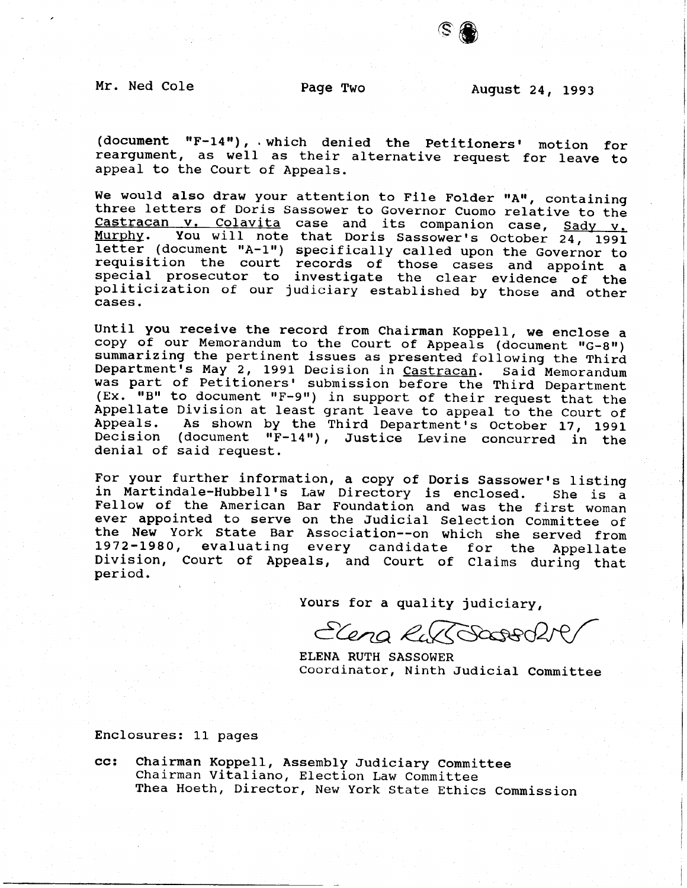(document "F-14"), which denied the Petitioners' motion for reargument, as well as their alternative request for leave to appeal to the Court of Appeals.

We would also draw your attention to File Folder "A", containing three letters of Doris Sassower to Governor Cuomo relative to the Castracan v. Colavita case and its companion case, Sady v. Murphy. You will note that Doris Sassower's October 24, 1991 letter (document "A-1") specifically called upon the Governor to requisition the court records of those cases and appoint a special prosecutor to investigate the clear evidence of the politicization of our judiciary established by those and other cases.

Until you receive the record from Chairman Koppell, we enclose a copy of our Memorandum to the Court of Appeals (document "G-8") summarizing the pertinent issues as presented following the Third Department's May 2, 1991 Decision in Castracan. Said Memorandum was part of Petitioners' submission before the Third Department (Ex. "B" to document "F-9") in support of their request that the Appellate Division at least grant leave to appeal to the Court of Appeals. As shown by the Third Department's October 17, 1991 Decision (document "F-14"), Justice Levine concurred in the denial of said request.

For your further information, a copy of Doris Sassower's listing in Martindale-Hubbell's Law Directory is enclosed. She is a Fellow of the American Bar Foundation and was the first woman ever appointed to serve on the Judicial Selection Committee of the New York State Bar Association--on which she served from 1972-1980, evaluating every candidate for the Appellate Division, Court of Appeals, and Court of Claims during that period.

Yours for a quality judiciary,

*Elena Ruth Sassower*

ELENA RUTH SASSOWER
Coordinator, Ninth Judicial Committee

Enclosures: 11 pages

cc: Chairman Koppell, Assembly Judiciary Committee
Chairman Vitaliano, Election Law Committee
Thea Hoeth, Director, New York State Ethics Commission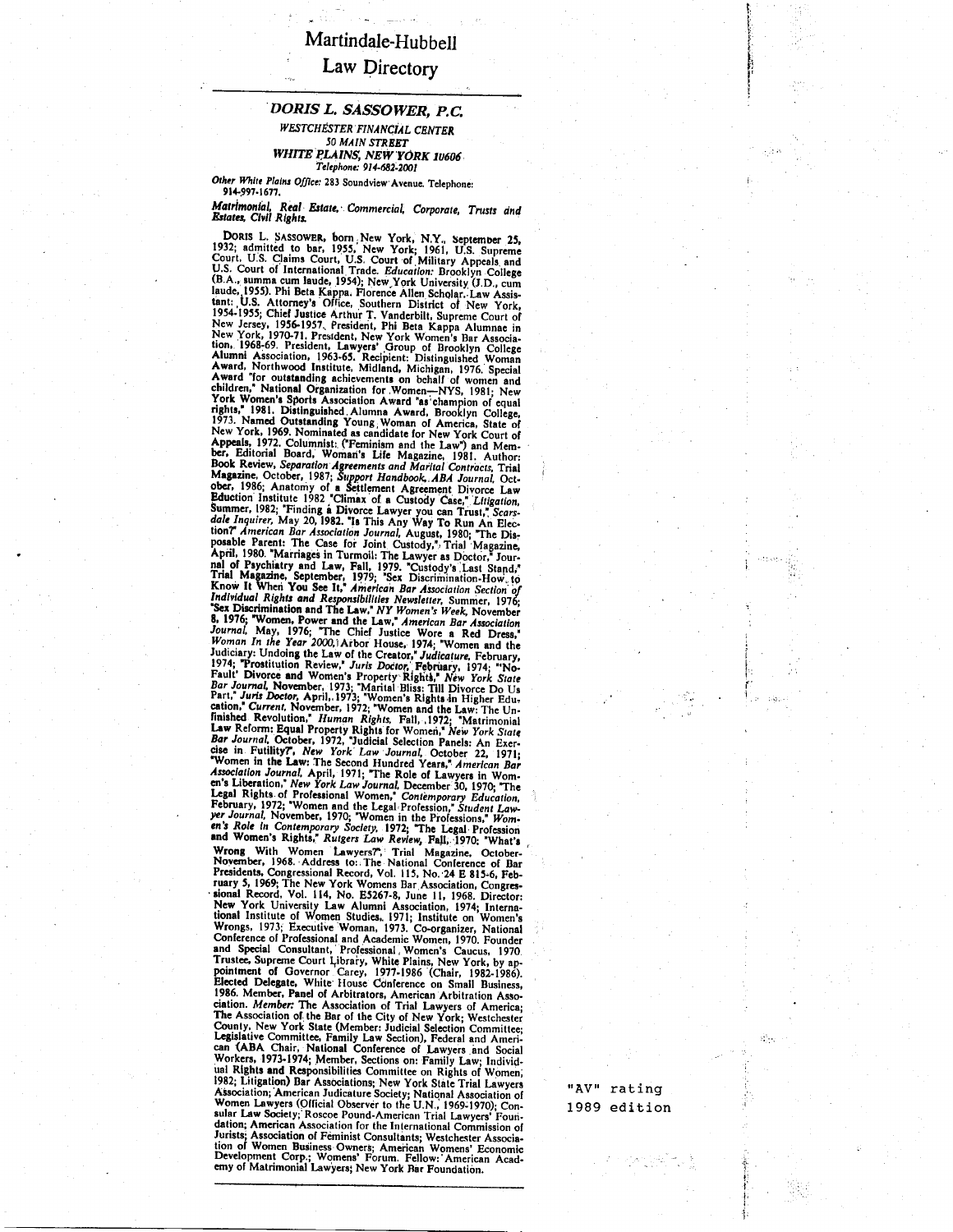# Martindale-Hubbell Law Directory

## DORIS L. SASSOWER, P.C.

*WESTCHESTER FINANCIAL CENTER*
*50 MAIN STREET*
*WHITE PLAINS, NEW YORK 10606*
*Telephone: 914-682-2001*

*Other White Plains Office:* 283 Soundview Avenue. Telephone: 914-997-1677.

*Matrimonial, Real Estate, Commercial, Corporate, Trusts and Estates, Civil Rights.*

DORIS L. SASSOWER, born New York, N.Y., September 25, 1932; admitted to bar, 1955, New York; 1961, U.S. Supreme Court, U.S. Claims Court, U.S. Court of Military Appeals and U.S. Court of International Trade. *Education:* Brooklyn College (B.A., summa cum laude, 1954); New York University (J.D., cum laude, 1955). Phi Beta Kappa. Florence Allen Scholar. Law Assistant: U.S. Attorney's Office, Southern District of New York, 1954-1955; Chief Justice Arthur T. Vanderbilt, Supreme Court of New Jersey, 1956-1957. President, Phi Beta Kappa Alumnae in New York, 1970-71. President, New York Women's Bar Association, 1968-69. President, Lawyers' Group of Brooklyn College Alumni Association, 1963-65. Recipient: Distinguished Woman Award, Northwood Institute, Midland, Michigan, 1976. Special Award "for outstanding achievements on behalf of women and children," National Organization for Women—NYS, 1981; New York Women's Sports Association Award "as champion of equal rights," 1981. Distinguished Alumna Award, Brooklyn College, 1973. Named Outstanding Young Woman of America, State of New York, 1969. Nominated as candidate for New York Court of Appeals, 1972. Columnist: ("Feminism and the Law") and Member, Editorial Board, Woman's Life Magazine, 1981. Author: Book Review, *Separation Agreements and Marital Contracts*, Trial Magazine, October, 1987; *Support Handbook*, *ABA Journal*, October, 1986; Anatomy of a Settlement Agreement Divorce Law Eduction Institute 1982 "Climax of a Custody Case," *Litigation*, Summer, 1982; "Finding a Divorce Lawyer you can Trust," *Scarsdale Inquirer*, May 20, 1982. "Is This Any Way To Run An Election?" *American Bar Association Journal*, August, 1980; "The Disposable Parent: The Case for Joint Custody," Trial Magazine, April, 1980. "Marriages in Turmoil: The Lawyer as Doctor," Journal of Psychiatry and Law, Fall, 1979. "Custody's Last Stand," Trial Magazine, September, 1979; "Sex Discrimination-How to Know It When You See It," *American Bar Association Section of Individual Rights and Responsibilities Newsletter*, Summer, 1976; "Sex Discrimination and The Law," *NY Women's Week*, November 8, 1976; "Women, Power and the Law," *American Bar Association Journal*, May, 1976; "The Chief Justice Wore a Red Dress," *Woman In the Year 2000*, Arbor House, 1974; "Women and the Judiciary: Undoing the Law of the Creator," *Judicature*, February, 1974; "Prostitution Review," *Juris Doctor*, February, 1974; "No-Fault' Divorce and Women's Property Rights," *New York State Bar Journal*, November, 1973; "Marital Bliss: Till Divorce Do Us Part," *Juris Doctor*, April, 1973; "Women's Rights in Higher Education," *Current*, November, 1972; "Women and the Law: The Unfinished Revolution," *Human Rights*, Fall, 1972; "Matrimonial Law Reform: Equal Property Rights for Women," *New York State Bar Journal*, October, 1972, "Judicial Selection Panels: An Exercise in Futility?", *New York Law Journal*, October 22, 1971; "Women in the Law: The Second Hundred Years," *American Bar Association Journal*, April, 1971; "The Role of Lawyers in Women's Liberation," *New York Law Journal*, December 30, 1970; "The Legal Rights of Professional Women," *Contemporary Education*, February, 1972; "Women and the Legal Profession," *Student Lawyer Journal*, November, 1970; "Women in the Professions," *Women's Role in Contemporary Society*, 1972; "The Legal Profession and Women's Rights," *Rutgers Law Review*, Fall, 1970; "What's Wrong With Women Lawyers?", Trial Magazine, October-November, 1968. Address to: The National Conference of Bar Presidents, Congressional Record, Vol. 115, No. 24 E 815-6, February 5, 1969; The New York Womens Bar Association, Congressional Record, Vol. 114, No. E5267-8, June 11, 1968. Director: New York University Law Alumni Association, 1974; International Institute of Women Studies, 1971; Institute on Women's Wrongs, 1973; Executive Woman, 1973. Co-organizer, National Conference of Professional and Academic Women, 1970. Founder and Special Consultant, Professional Women's Caucus, 1970. Trustee, Supreme Court Library, White Plains, New York, by appointment of Governor Carey, 1977-1986 (Chair, 1982-1986). Elected Delegate, White House Conference on Small Business, 1986. Member, Panel of Arbitrators, American Arbitration Association. *Member:* The Association of Trial Lawyers of America; The Association of the Bar of the City of New York; Westchester County, New York State (Member: Judicial Selection Committee; Legislative Committee, Family Law Section), Federal and American (ABA Chair, National Conference of Lawyers and Social Workers, 1973-1974; Member, Sections on: Family Law; Individual Rights and Responsibilities Committee on Rights of Women, 1982; Litigation) Bar Associations; New York State Trial Lawyers Association; American Judicature Society; National Association of Women Lawyers (Official Observer to the U.N., 1969-1970); Consular Law Society; Roscoe Pound-American Trial Lawyers' Foundation; American Association for the International Commission of Jurists; Association of Feminist Consultants; Westchester Association of Women Business Owners; American Womens' Economic Development Corp.; Womens' Forum. Fellow: American Academy of Matrimonial Lawyers; New York Bar Foundation.

"AV" rating
1989 edition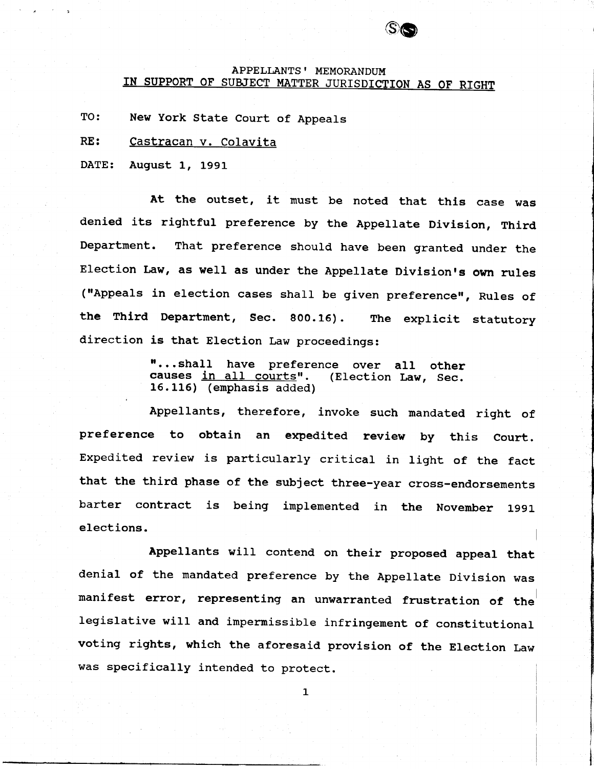APPELLANTS' MEMORANDUM
IN SUPPORT OF SUBJECT MATTER JURISDICTION AS OF RIGHT

TO: New York State Court of Appeals

RE: Castracan v. Colavita

DATE: August 1, 1991

At the outset, it must be noted that this case was denied its rightful preference by the Appellate Division, Third Department. That preference should have been granted under the Election Law, as well as under the Appellate Division's own rules ("Appeals in election cases shall be given preference", Rules of the Third Department, Sec. 800.16). The explicit statutory direction is that Election Law proceedings:

> "...shall have preference over all other causes in all courts". (Election Law, Sec. 16.116) (emphasis added)

Appellants, therefore, invoke such mandated right of preference to obtain an expedited review by this Court. Expedited review is particularly critical in light of the fact that the third phase of the subject three-year cross-endorsements barter contract is being implemented in the November 1991 elections.

Appellants will contend on their proposed appeal that denial of the mandated preference by the Appellate Division was manifest error, representing an unwarranted frustration of the legislative will and impermissible infringement of constitutional voting rights, which the aforesaid provision of the Election Law was specifically intended to protect.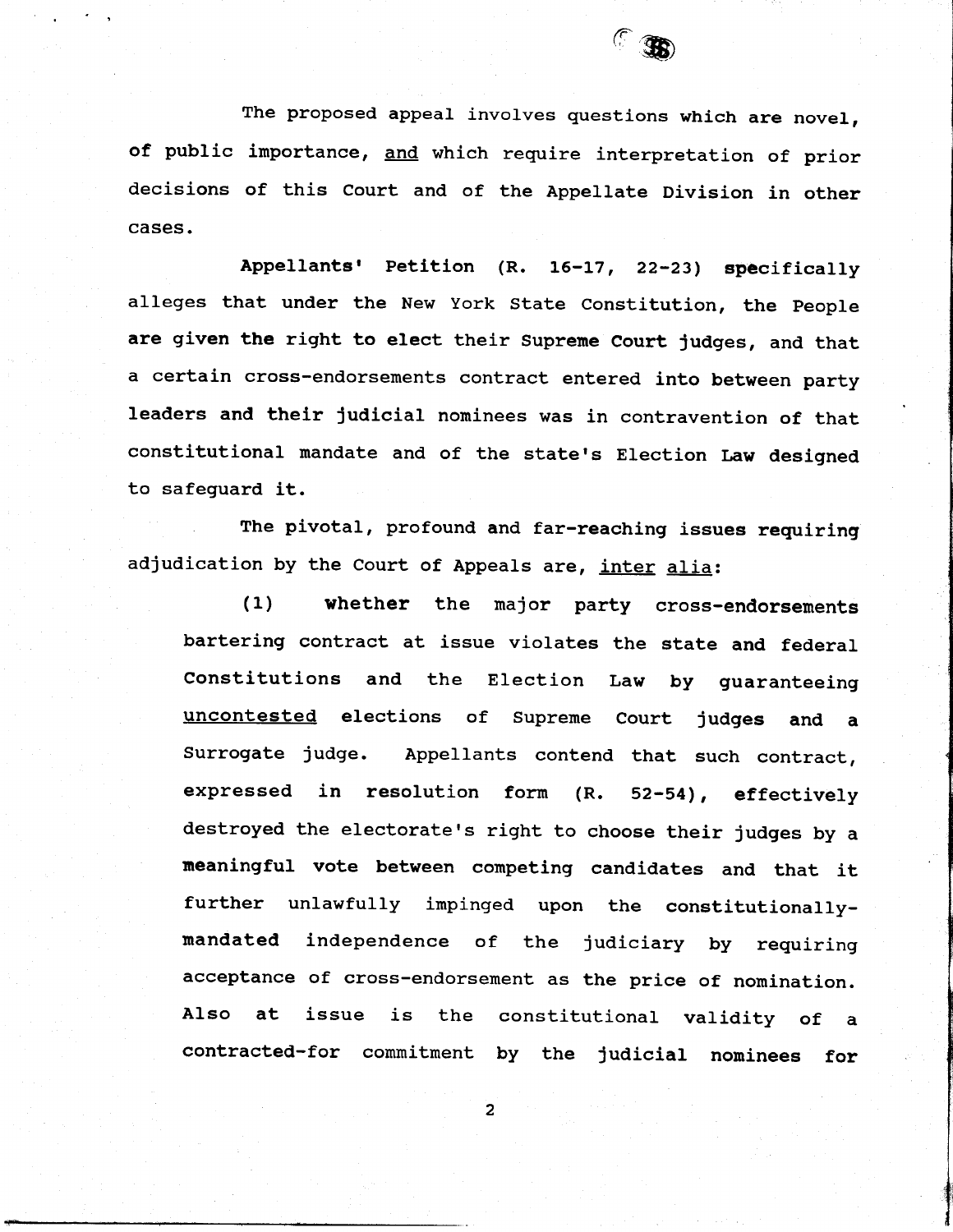The proposed appeal involves questions which are novel, of public importance, <u>and</u> which require interpretation of prior decisions of this Court and of the Appellate Division in other cases.

Appellants' Petition (R. 16-17, 22-23) specifically alleges that under the New York State Constitution, the People are given the right to elect their Supreme Court judges, and that a certain cross-endorsements contract entered into between party leaders and their judicial nominees was in contravention of that constitutional mandate and of the state's Election Law designed to safeguard it.

The pivotal, profound and far-reaching issues requiring adjudication by the Court of Appeals are, <u>inter alia</u>:

(1) whether the major party cross-endorsements bartering contract at issue violates the state and federal Constitutions and the Election Law by guaranteeing <u>uncontested</u> elections of Supreme Court judges and a Surrogate judge. Appellants contend that such contract, expressed in resolution form (R. 52-54), effectively destroyed the electorate's right to choose their judges by a meaningful vote between competing candidates and that it further unlawfully impinged upon the constitutionally-mandated independence of the judiciary by requiring acceptance of cross-endorsement as the price of nomination. Also at issue is the constitutional validity of a contracted-for commitment by the judicial nominees for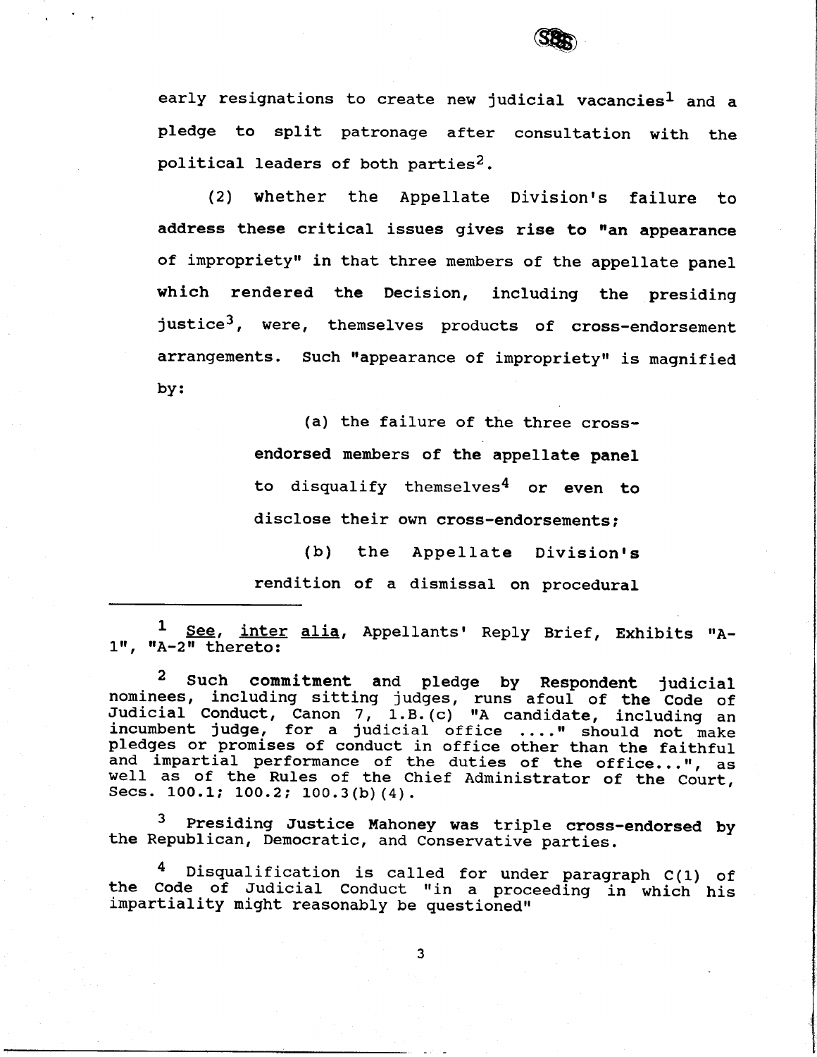early resignations to create new judicial vacancies[1] and a pledge to split patronage after consultation with the political leaders of both parties[2].

(2) whether the Appellate Division's failure to address these critical issues gives rise to "an appearance of impropriety" in that three members of the appellate panel which rendered the Decision, including the presiding justice[3], were, themselves products of cross-endorsement arrangements. Such "appearance of impropriety" is magnified by:

> (a) the failure of the three cross-endorsed members of the appellate panel to disqualify themselves[4] or even to disclose their own cross-endorsements;
>
> (b) the Appellate Division's rendition of a dismissal on procedural

---

[1] See, inter alia, Appellants' Reply Brief, Exhibits "A-1", "A-2" thereto:

[2] Such commitment and pledge by Respondent judicial nominees, including sitting judges, runs afoul of the Code of Judicial Conduct, Canon 7, 1.B.(c) "A candidate, including an incumbent judge, for a judicial office ...." should not make pledges or promises of conduct in office other than the faithful and impartial performance of the duties of the office...", as well as of the Rules of the Chief Administrator of the Court, Secs. 100.1; 100.2; 100.3(b)(4).

[3] Presiding Justice Mahoney was triple cross-endorsed by the Republican, Democratic, and Conservative parties.

[4] Disqualification is called for under paragraph C(1) of the Code of Judicial Conduct "in a proceeding in which his impartiality might reasonably be questioned"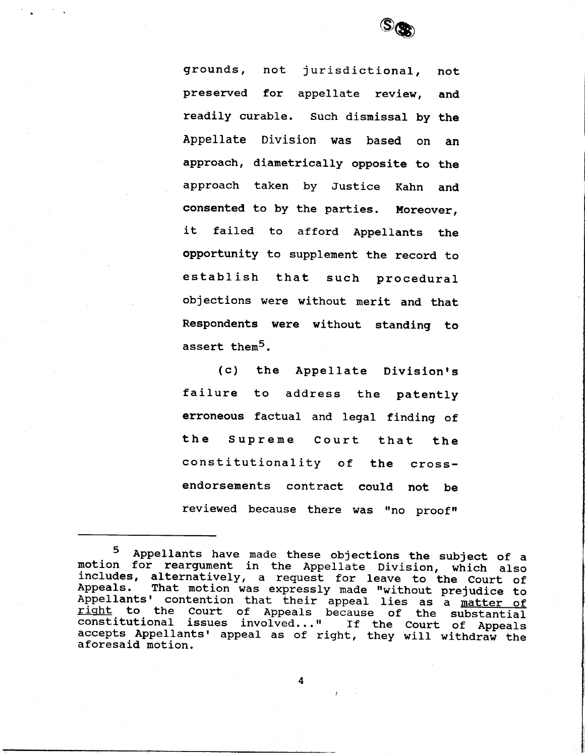grounds, not jurisdictional, not preserved for appellate review, and readily curable. Such dismissal by the Appellate Division was based on an approach, diametrically opposite to the approach taken by Justice Kahn and consented to by the parties. Moreover, it failed to afford Appellants the opportunity to supplement the record to establish that such procedural objections were without merit and that Respondents were without standing to assert them[5].

(c) the Appellate Division's failure to address the patently erroneous factual and legal finding of the Supreme Court that the constitutionality of the cross-endorsements contract could not be reviewed because there was "no proof"

---

[5] Appellants have made these objections the subject of a motion for reargument in the Appellate Division, which also includes, alternatively, a request for leave to the Court of Appeals. That motion was expressly made "without prejudice to Appellants' contention that their appeal lies as a <u>matter of right</u> to the Court of Appeals because of the substantial constitutional issues involved..." If the Court of Appeals accepts Appellants' appeal as of right, they will withdraw the aforesaid motion.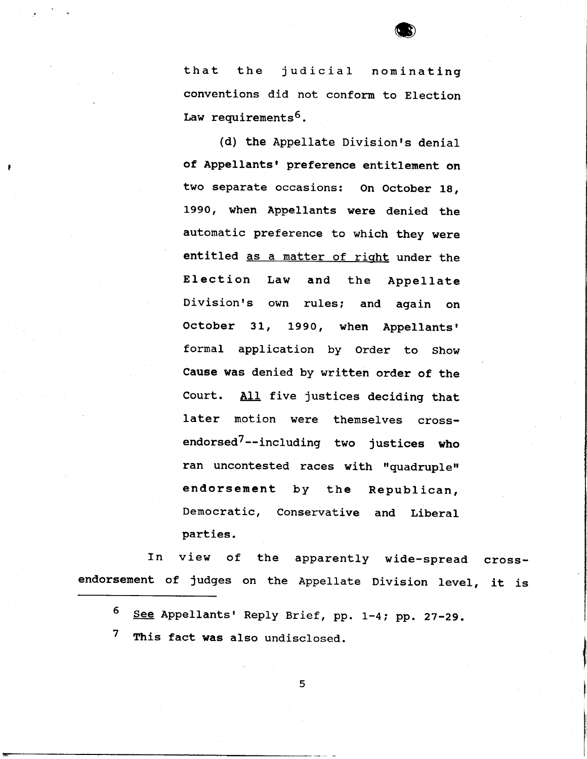that the judicial nominating conventions did not conform to Election Law requirements[6].

(d) the Appellate Division's denial of Appellants' preference entitlement on two separate occasions: On October 18, 1990, when Appellants were denied the automatic preference to which they were entitled as a matter of right under the Election Law and the Appellate Division's own rules; and again on October 31, 1990, when Appellants' formal application by Order to Show Cause was denied by written order of the Court. All five justices deciding that later motion were themselves cross-endorsed[7]--including two justices who ran uncontested races with "quadruple" endorsement by the Republican, Democratic, Conservative and Liberal parties.

In view of the apparently wide-spread cross-endorsement of judges on the Appellate Division level, it is

---

[6] See Appellants' Reply Brief, pp. 1-4; pp. 27-29.

[7] This fact was also undisclosed.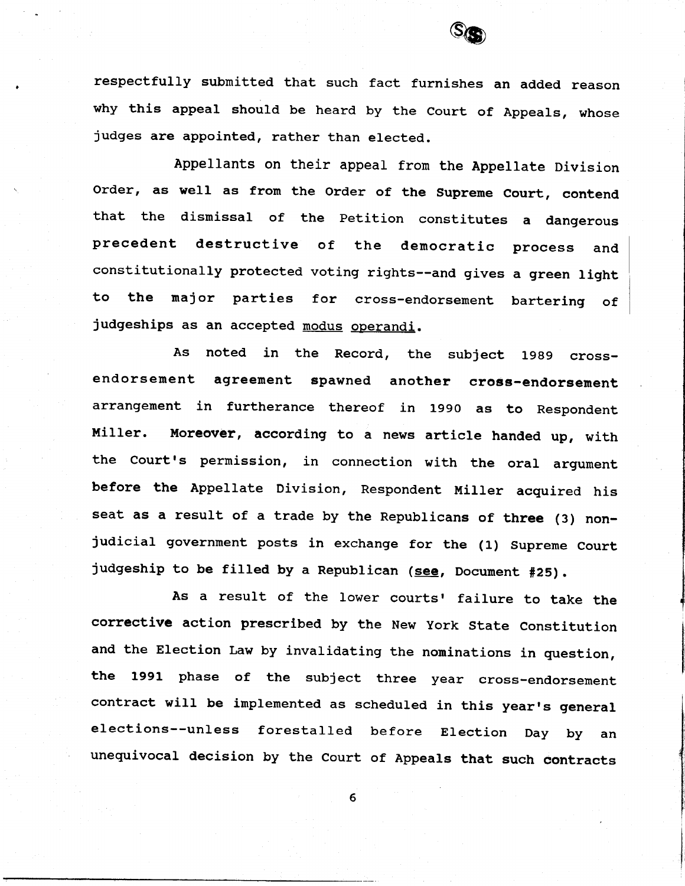respectfully submitted that such fact furnishes an added reason why this appeal should be heard by the Court of Appeals, whose judges are appointed, rather than elected.

Appellants on their appeal from the Appellate Division Order, as well as from the Order of the Supreme Court, contend that the dismissal of the Petition constitutes a dangerous precedent destructive of the democratic process and constitutionally protected voting rights--and gives a green light to the major parties for cross-endorsement bartering of judgeships as an accepted modus operandi.

As noted in the Record, the subject 1989 cross-endorsement agreement spawned another cross-endorsement arrangement in furtherance thereof in 1990 as to Respondent Miller. Moreover, according to a news article handed up, with the Court's permission, in connection with the oral argument before the Appellate Division, Respondent Miller acquired his seat as a result of a trade by the Republicans of three (3) non-judicial government posts in exchange for the (1) Supreme Court judgeship to be filled by a Republican (see, Document #25).

As a result of the lower courts' failure to take the corrective action prescribed by the New York State Constitution and the Election Law by invalidating the nominations in question, the 1991 phase of the subject three year cross-endorsement contract will be implemented as scheduled in this year's general elections--unless forestalled before Election Day by an unequivocal decision by the Court of Appeals that such contracts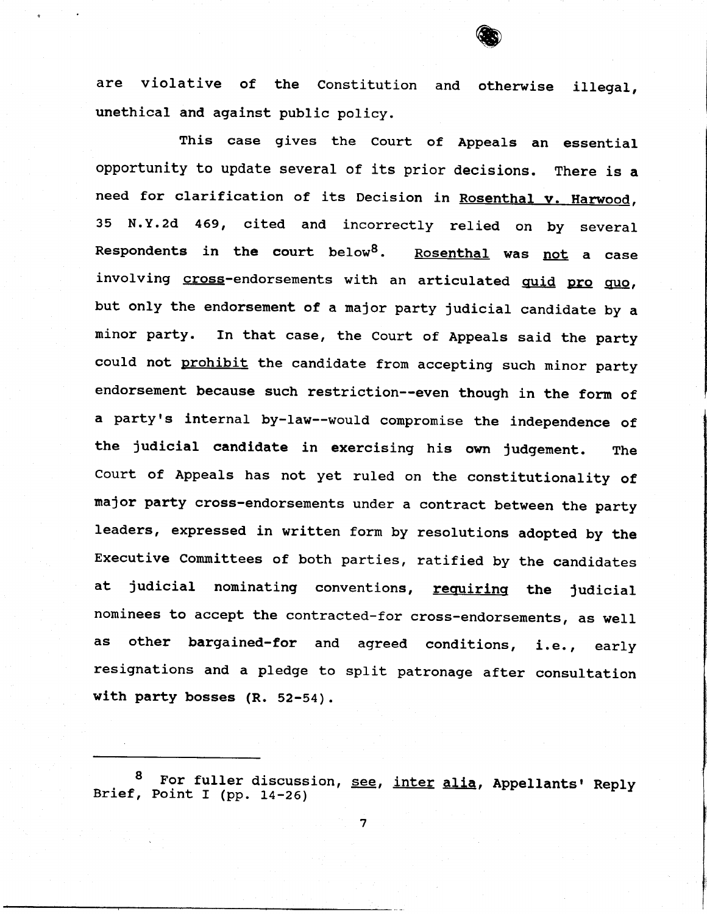are violative of the Constitution and otherwise illegal, unethical and against public policy.

This case gives the Court of Appeals an essential opportunity to update several of its prior decisions. There is a need for clarification of its Decision in Rosenthal v. Harwood, 35 N.Y.2d 469, cited and incorrectly relied on by several Respondents in the court below[8]. Rosenthal was not a case involving cross-endorsements with an articulated quid pro quo, but only the endorsement of a major party judicial candidate by a minor party. In that case, the Court of Appeals said the party could not prohibit the candidate from accepting such minor party endorsement because such restriction--even though in the form of a party's internal by-law--would compromise the independence of the judicial candidate in exercising his own judgement. The Court of Appeals has not yet ruled on the constitutionality of major party cross-endorsements under a contract between the party leaders, expressed in written form by resolutions adopted by the Executive Committees of both parties, ratified by the candidates at judicial nominating conventions, requiring the judicial nominees to accept the contracted-for cross-endorsements, as well as other bargained-for and agreed conditions, i.e., early resignations and a pledge to split patronage after consultation with party bosses (R. 52-54).

---

[8] For fuller discussion, see, inter alia, Appellants' Reply Brief, Point I (pp. 14-26)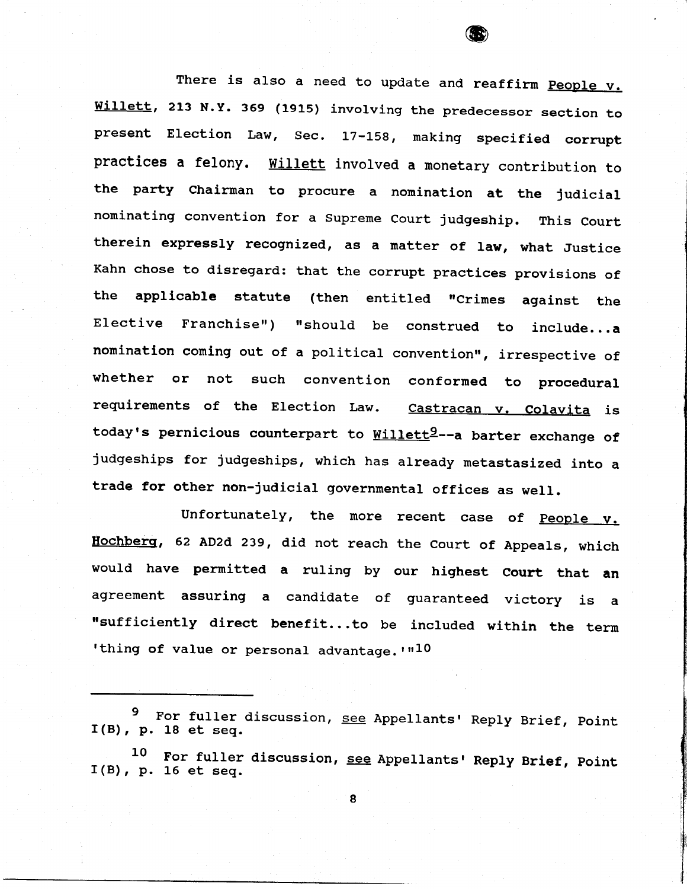There is also a need to update and reaffirm _People v. Willett_, 213 N.Y. 369 (1915) involving the predecessor section to present Election Law, Sec. 17-158, making specified corrupt practices a felony. _Willett_ involved a monetary contribution to the party Chairman to procure a nomination at the judicial nominating convention for a Supreme Court judgeship. This Court therein expressly recognized, as a matter of law, what Justice Kahn chose to disregard: that the corrupt practices provisions of the applicable statute (then entitled "Crimes against the Elective Franchise") "should be construed to include...a nomination coming out of a political convention", irrespective of whether or not such convention conformed to procedural requirements of the Election Law. _Castracan v. Colavita_ is today's pernicious counterpart to _Willett_[9]--a barter exchange of judgeships for judgeships, which has already metastasized into a trade for other non-judicial governmental offices as well.

Unfortunately, the more recent case of _People v. Hochberg_, 62 AD2d 239, did not reach the Court of Appeals, which would have permitted a ruling by our highest Court that an agreement assuring a candidate of guaranteed victory is a "sufficiently direct benefit...to be included within the term 'thing of value or personal advantage.'"[10]

---

[9] For fuller discussion, _see_ Appellants' Reply Brief, Point I(B), p. 18 et seq.

[10] For fuller discussion, _see_ Appellants' Reply Brief, Point I(B), p. 16 et seq.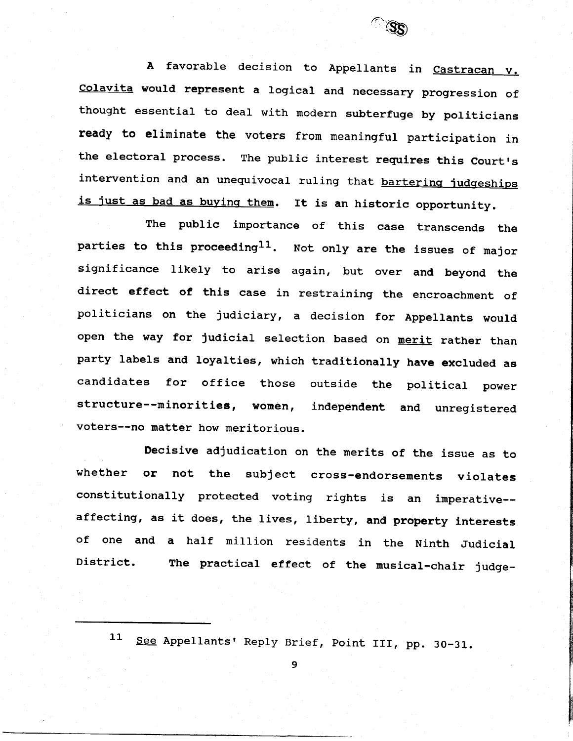A favorable decision to Appellants in Castracan v. Colavita would represent a logical and necessary progression of thought essential to deal with modern subterfuge by politicians ready to eliminate the voters from meaningful participation in the electoral process. The public interest requires this Court's intervention and an unequivocal ruling that bartering judgeships is just as bad as buying them. It is an historic opportunity.

The public importance of this case transcends the parties to this proceeding[11]. Not only are the issues of major significance likely to arise again, but over and beyond the direct effect of this case in restraining the encroachment of politicians on the judiciary, a decision for Appellants would open the way for judicial selection based on merit rather than party labels and loyalties, which traditionally have excluded as candidates for office those outside the political power structure--minorities, women, independent and unregistered voters--no matter how meritorious.

Decisive adjudication on the merits of the issue as to whether or not the subject cross-endorsements violates constitutionally protected voting rights is an imperative--affecting, as it does, the lives, liberty, and property interests of one and a half million residents in the Ninth Judicial District. The practical effect of the musical-chair judge-

---

[11] See Appellants' Reply Brief, Point III, pp. 30-31.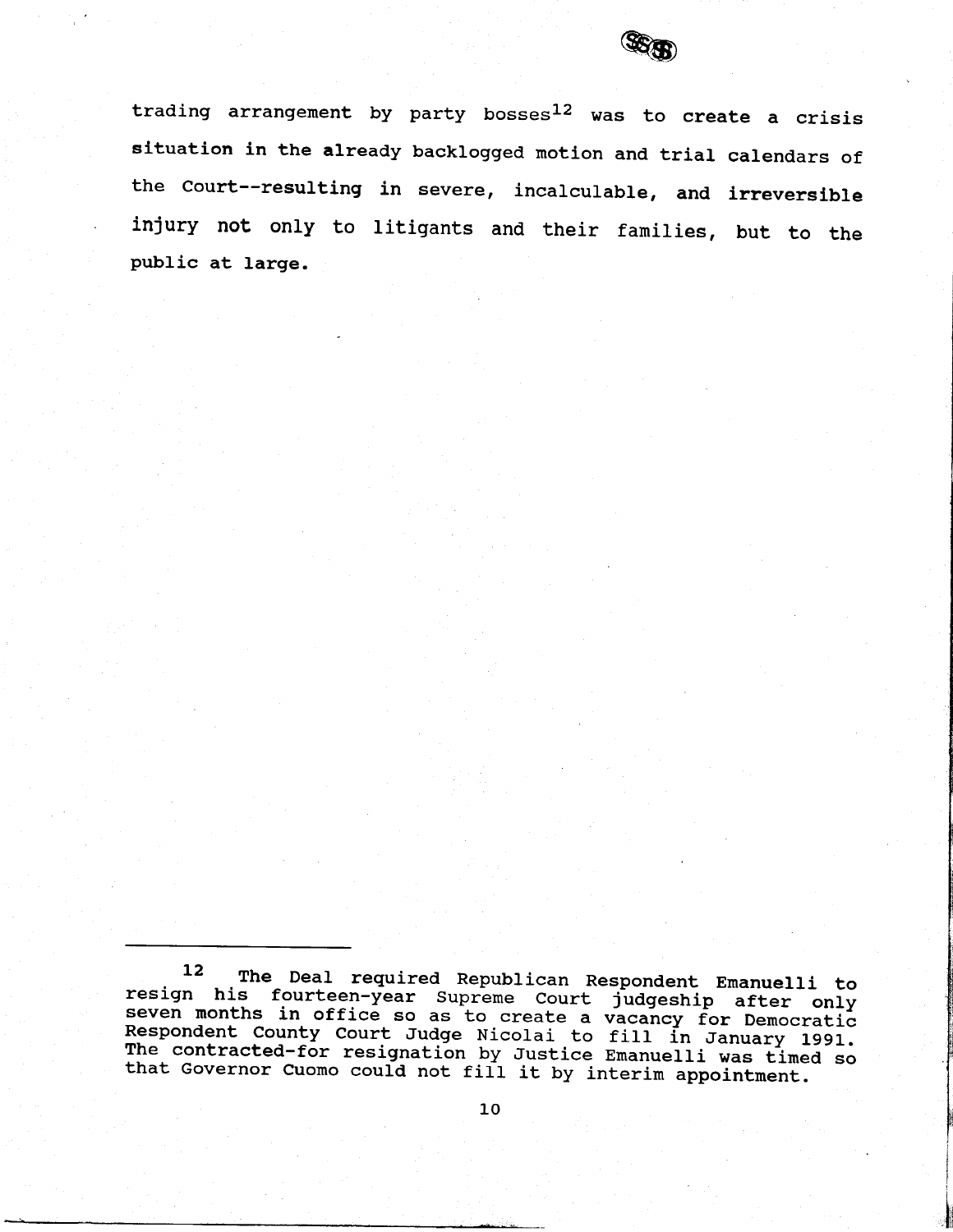trading arrangement by party bosses[12] was to create a crisis situation in the already backlogged motion and trial calendars of the Court--resulting in severe, incalculable, and irreversible injury not only to litigants and their families, but to the public at large.

---

[12] The Deal required Republican Respondent Emanuelli to resign his fourteen-year Supreme Court judgeship after only seven months in office so as to create a vacancy for Democratic Respondent County Court Judge Nicolai to fill in January 1991. The contracted-for resignation by Justice Emanuelli was timed so that Governor Cuomo could not fill it by interim appointment.